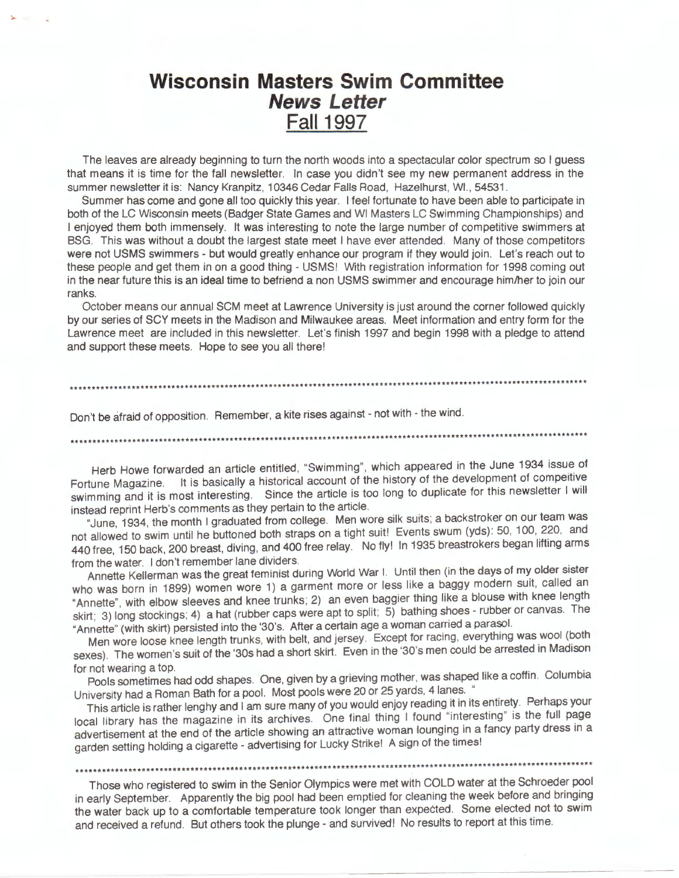# Wisconsin Masters Swim Committee
## *News Letter*
## Fall 1997

The leaves are already beginning to turn the north woods into a spectacular color spectrum so I guess that means it is time for the fall newsletter. In case you didn't see my new permanent address in the summer newsletter it is: Nancy Kranpitz, 10346 Cedar Falls Road, Hazelhurst, WI., 54531.

Summer has come and gone all too quickly this year. I feel fortunate to have been able to participate in both of the LC Wisconsin meets (Badger State Games and WI Masters LC Swimming Championships) and I enjoyed them both immensely. It was interesting to note the large number of competitive swimmers at BSG. This was without a doubt the largest state meet I have ever attended. Many of those competitors were not USMS swimmers - but would greatly enhance our program if they would join. Let's reach out to these people and get them in on a good thing - USMS! With registration information for 1998 coming out in the near future this is an ideal time to befriend a non USMS swimmer and encourage him/her to join our ranks.

October means our annual SCM meet at Lawrence University is just around the corner followed quickly by our series of SCY meets in the Madison and Milwaukee areas. Meet information and entry form for the Lawrence meet are included in this newsletter. Let's finish 1997 and begin 1998 with a pledge to attend and support these meets. Hope to see you all there!

\*\*\*\*\*\*\*\*\*\*\*\*\*\*\*\*\*\*\*\*\*\*\*\*\*\*\*\*\*\*\*\*\*\*\*\*\*\*\*\*\*\*\*\*\*\*\*\*\*\*\*\*\*\*\*\*\*\*\*\*\*\*\*\*\*\*\*\*\*\*

Don't be afraid of opposition. Remember, a kite rises against - not with - the wind.

\*\*\*\*\*\*\*\*\*\*\*\*\*\*\*\*\*\*\*\*\*\*\*\*\*\*\*\*\*\*\*\*\*\*\*\*\*\*\*\*\*\*\*\*\*\*\*\*\*\*\*\*\*\*\*\*\*\*\*\*\*\*\*\*\*\*\*\*\*\*

Herb Howe forwarded an article entitled, "Swimming", which appeared in the June 1934 issue of Fortune Magazine. It is basically a historical account of the history of the development of competeive swimming and it is most interesting. Since the article is too long to duplicate for this newsletter I will instead reprint Herb's comments as they pertain to the article.

"June, 1934, the month I graduated from college. Men wore silk suits; a backstroker on our team was not allowed to swim until he buttoned both straps on a tight suit! Events swum (yds): 50, 100, 220, and 440 free, 150 back, 200 breast, diving, and 400 free relay. No fly! In 1935 breastrokers began lifting arms from the water. I don't remember lane dividers.

Annette Kellerman was the great feminist during World War I. Until then (in the days of my older sister who was born in 1899) women wore 1) a garment more or less like a baggy modern suit, called an "Annette", with elbow sleeves and knee trunks; 2) an even baggier thing like a blouse with knee length skirt; 3) long stockings; 4) a hat (rubber caps were apt to split; 5) bathing shoes - rubber or canvas. The "Annette" (with skirt) persisted into the '30's. After a certain age a woman carried a parasol.

Men wore loose knee length trunks, with belt, and jersey. Except for racing, everything was wool (both sexes). The women's suit of the '30s had a short skirt. Even in the '30's men could be arrested in Madison for not wearing a top.

Pools sometimes had odd shapes. One, given by a grieving mother, was shaped like a coffin. Columbia University had a Roman Bath for a pool. Most pools were 20 or 25 yards, 4 lanes. "

This article is rather lenghy and I am sure many of you would enjoy reading it in its entirety. Perhaps your local library has the magazine in its archives. One final thing I found "interesting" is the full page advertisement at the end of the article showing an attractive woman lounging in a fancy party dress in a garden setting holding a cigarette - advertising for Lucky Strike! A sign of the times!

\*\*\*\*\*\*\*\*\*\*\*\*\*\*\*\*\*\*\*\*\*\*\*\*\*\*\*\*\*\*\*\*\*\*\*\*\*\*\*\*\*\*\*\*\*\*\*\*\*\*\*\*\*\*\*\*\*\*\*\*\*\*\*\*\*\*\*\*\*\*

Those who registered to swim in the Senior Olympics were met with COLD water at the Schroeder pool in early September. Apparently the big pool had been emptied for cleaning the week before and bringing the water back up to a comfortable temperature took longer than expected. Some elected not to swim and received a refund. But others took the plunge - and survived! No results to report at this time.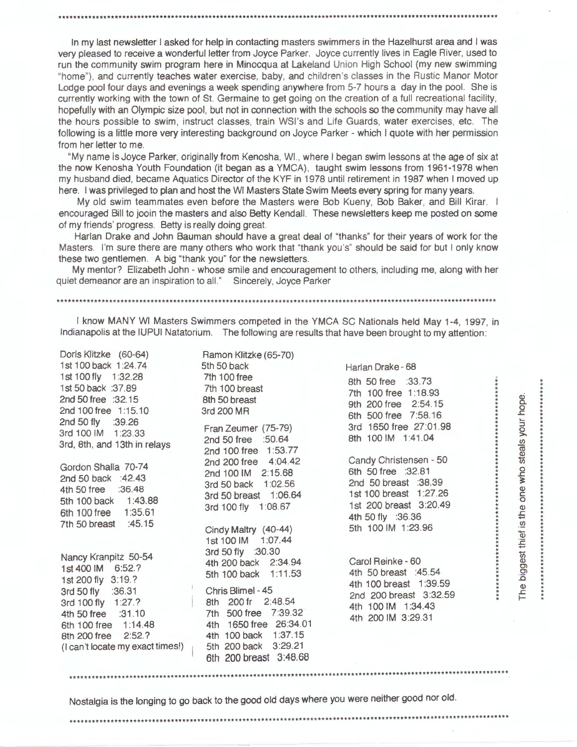In my last newsletter I asked for help in contacting masters swimmers in the Hazelhurst area and I was very pleased to receive a wonderful letter from Joyce Parker. Joyce currently lives in Eagle River, used to run the community swim program here in Minocqua at Lakeland Union High School (my new swimming "home"), and currently teaches water exercise, baby, and children's classes in the Rustic Manor Motor Lodge pool four days and evenings a week spending anywhere from 5-7 hours a day in the pool. She is currently working with the town of St. Germaine to get going on the creation of a full recreational facility, hopefully with an Olympic size pool, but not in connection with the schools so the community may have all the hours possible to swim, instruct classes, train WSI's and Life Guards, water exercises, etc. The following is a little more very interesting background on Joyce Parker - which I quote with her permission from her letter to me.

"My name is Joyce Parker, originally from Kenosha, WI., where I began swim lessons at the age of six at the now Kenosha Youth Foundation (it began as a YMCA), taught swim lessons from 1961-1978 when my husband died, became Aquatics Director of the KYF in 1978 until retirement in 1987 when I moved up here. I was privileged to plan and host the WI Masters State Swim Meets every spring for many years.

My old swim teammates even before the Masters were Bob Kueny, Bob Baker, and Bill Kirar. I encouraged Bill to jooin the masters and also Betty Kendall. These newsletters keep me posted on some of my friends' progress. Betty is really doing great.

Harlan Drake and John Bauman should have a great deal of "thanks" for their years of work for the Masters. I'm sure there are many others who work that "thank you's" should be said for but I only know these two gentlemen. A big "thank you" for the newsletters.

My mentor? Elizabeth John - whose smile and encouragement to others, including me, along with her quiet demeanor are an inspiration to all." Sincerely, Joyce Parker

---

I know MANY WI Masters Swimmers competed in the YMCA SC Nationals held May 1-4, 1997, in Indianapolis at the IUPUI Natatorium. The following are results that have been brought to my attention:

Doris Klitzke (60-64)
1st 100 back 1:24.74
1st 100 fly 1:32.28
1st 50 back :37.89
2nd 50 free :32.15
2nd 100 free 1:15.10
2nd 50 fly :39.26
3rd 100 IM 1:23.33
3rd, 8th, and 13th in relays

Gordon Shalla 70-74
2nd 50 back :42.43
4th 50 free :36.48
5th 100 back 1:43.88
6th 100 free 1:35.61
7th 50 breast :45.15

Nancy Kranpitz 50-54
1st 400 IM 6:52.?
1st 200 fly 3:19.?
3rd 50 fly :36.31
3rd 100 fly 1:27.?
4th 50 free :31.10
6th 100 free 1:14.48
8th 200 free 2:52.?
(I can't locate my exact times!)

Ramon Klitzke (65-70)
5th 50 back
7th 100 free
7th 100 breast
8th 50 breast
3rd 200 MR

Fran Zeumer (75-79)
2nd 50 free :50.64
2nd 100 free 1:53.77
2nd 200 free 4:04.42
2nd 100 IM 2:15.68
3rd 50 back 1:02.56
3rd 50 breast 1:06.64
3rd 100 fly 1:08.67

Cindy Maltry (40-44)
1st 100 IM 1:07.44
3rd 50 fly :30.30
4th 200 back 2:34.94
5th 100 back 1:11.53

Chris Blimel - 45
8th 200 fr 2:48.54
7th 500 free 7:39.32
4th 1650 free 26:34.01
4th 100 back 1:37.15
5th 200 back 3:29.21
6th 200 breast 3:48.68

Harlan Drake - 68
8th 50 free :33.73
7th 100 free 1:18.93
9th 200 free 2:54.15
6th 500 free 7:58.16
3rd 1650 free 27:01.98
8th 100 IM 1:41.04

Candy Christensen - 50
6th 50 free :32.81
2nd 50 breast :38.39
1st 100 breast 1:27.26
1st 200 breast 3:20.49
4th 50 fly :36.36
5th 100 IM 1:23.96

Carol Reinke - 60
4th 50 breast :45.54
4th 100 breast 1:39.59
2nd 200 breast 3:32.59
4th 100 IM 1:34.43
4th 200 IM 3:29.31

The biggest thief is the one who steals your hope.

---

Nostalgia is the longing to go back to the good old days where you were neither good nor old.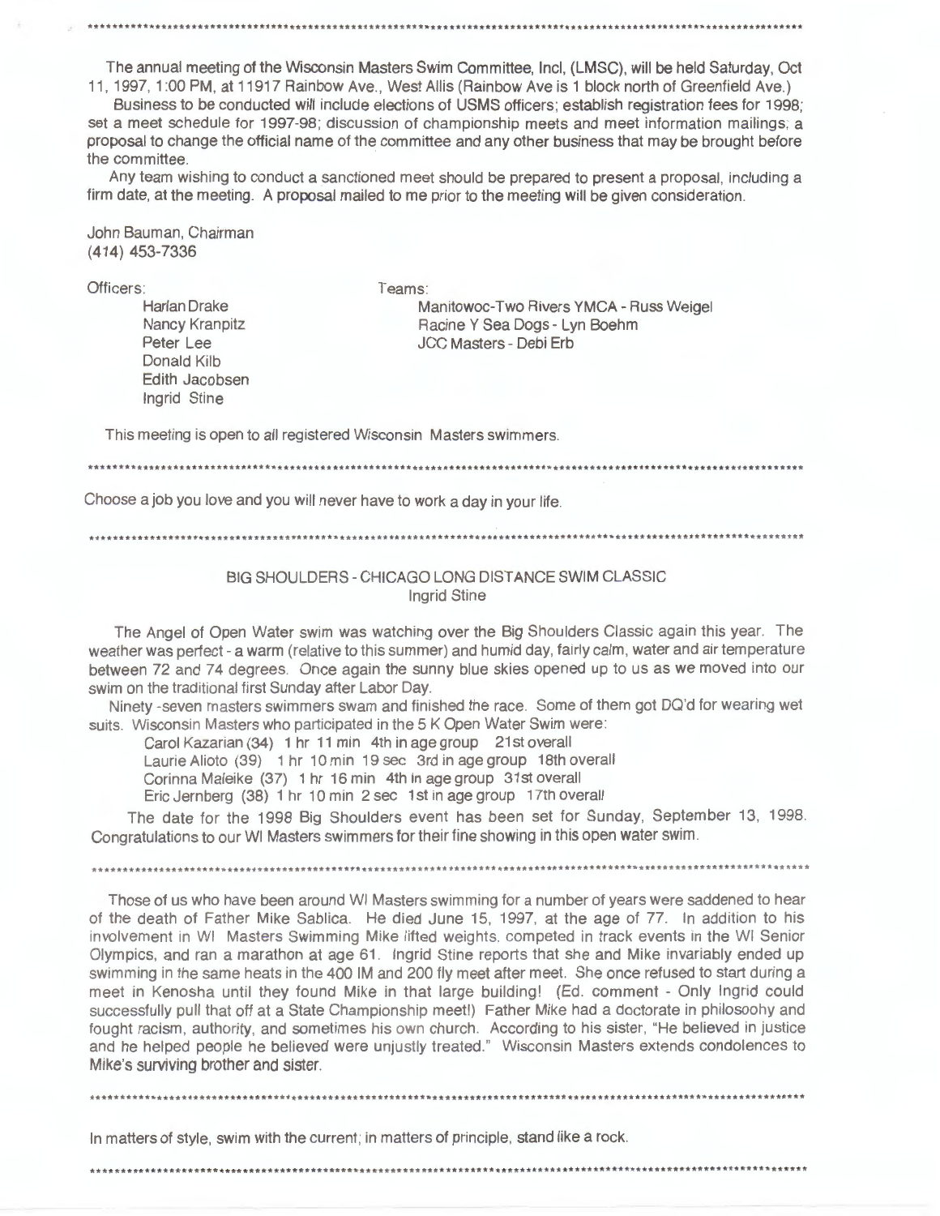The annual meeting of the Wisconsin Masters Swim Committee, Incl, (LMSC), will be held Saturday, Oct 11, 1997, 1:00 PM, at 11917 Rainbow Ave., West Allis (Rainbow Ave is 1 block north of Greenfield Ave.)

Business to be conducted will include elections of USMS officers; establish registration fees for 1998; set a meet schedule for 1997-98; discussion of championship meets and meet information mailings, a proposal to change the official name of the committee and any other business that may be brought before the committee.

Any team wishing to conduct a sanctioned meet should be prepared to present a proposal, including a firm date, at the meeting. A proposal mailed to me prior to the meeting will be given consideration.

John Bauman, Chairman
(414) 453-7336

Officers:
- Harlan Drake
- Nancy Kranpitz
- Peter Lee
- Donald Kilb
- Edith Jacobsen
- Ingrid Stine

Teams:
- Manitowoc-Two Rivers YMCA - Russ Weigel
- Racine Y Sea Dogs - Lyn Boehm
- JCC Masters - Debi Erb

This meeting is open to all registered Wisconsin Masters swimmers.

---

Choose a job you love and you will never have to work a day in your life.

---

## BIG SHOULDERS - CHICAGO LONG DISTANCE SWIM CLASSIC

Ingrid Stine

The Angel of Open Water swim was watching over the Big Shoulders Classic again this year. The weather was perfect - a warm (relative to this summer) and humid day, fairly calm, water and air temperature between 72 and 74 degrees. Once again the sunny blue skies opened up to us as we moved into our swim on the traditional first Sunday after Labor Day.

Ninety -seven masters swimmers swam and finished the race. Some of them got DQ'd for wearing wet suits. Wisconsin Masters who participated in the 5 K Open Water Swim were:

Carol Kazarian (34) 1 hr 11 min 4th in age group 21st overall
Laurie Alioto (39) 1 hr 10 min 19 sec 3rd in age group 18th overall
Corinna Maleike (37) 1 hr 16 min 4th in age group 31st overall
Eric Jernberg (38) 1 hr 10 min 2 sec 1st in age group 17th overall

The date for the 1998 Big Shoulders event has been set for Sunday, September 13, 1998. Congratulations to our WI Masters swimmers for their fine showing in this open water swim.

---

Those of us who have been around WI Masters swimming for a number of years were saddened to hear of the death of Father Mike Sablica. He died June 15, 1997, at the age of 77. In addition to his involvement in WI Masters Swimming Mike lifted weights, competed in track events in the WI Senior Olympics, and ran a marathon at age 61. Ingrid Stine reports that she and Mike invariably ended up swimming in the same heats in the 400 IM and 200 fly meet after meet. She once refused to start during a meet in Kenosha until they found Mike in that large building! (Ed. comment - Only Ingrid could successfully pull that off at a State Championship meet!) Father Mike had a doctorate in philosoohy and fought racism, authority, and sometimes his own church. According to his sister, "He believed in justice and he helped people he believed were unjustly treated." Wisconsin Masters extends condolences to Mike's surviving brother and sister.

---

In matters of style, swim with the current; in matters of principle, stand like a rock.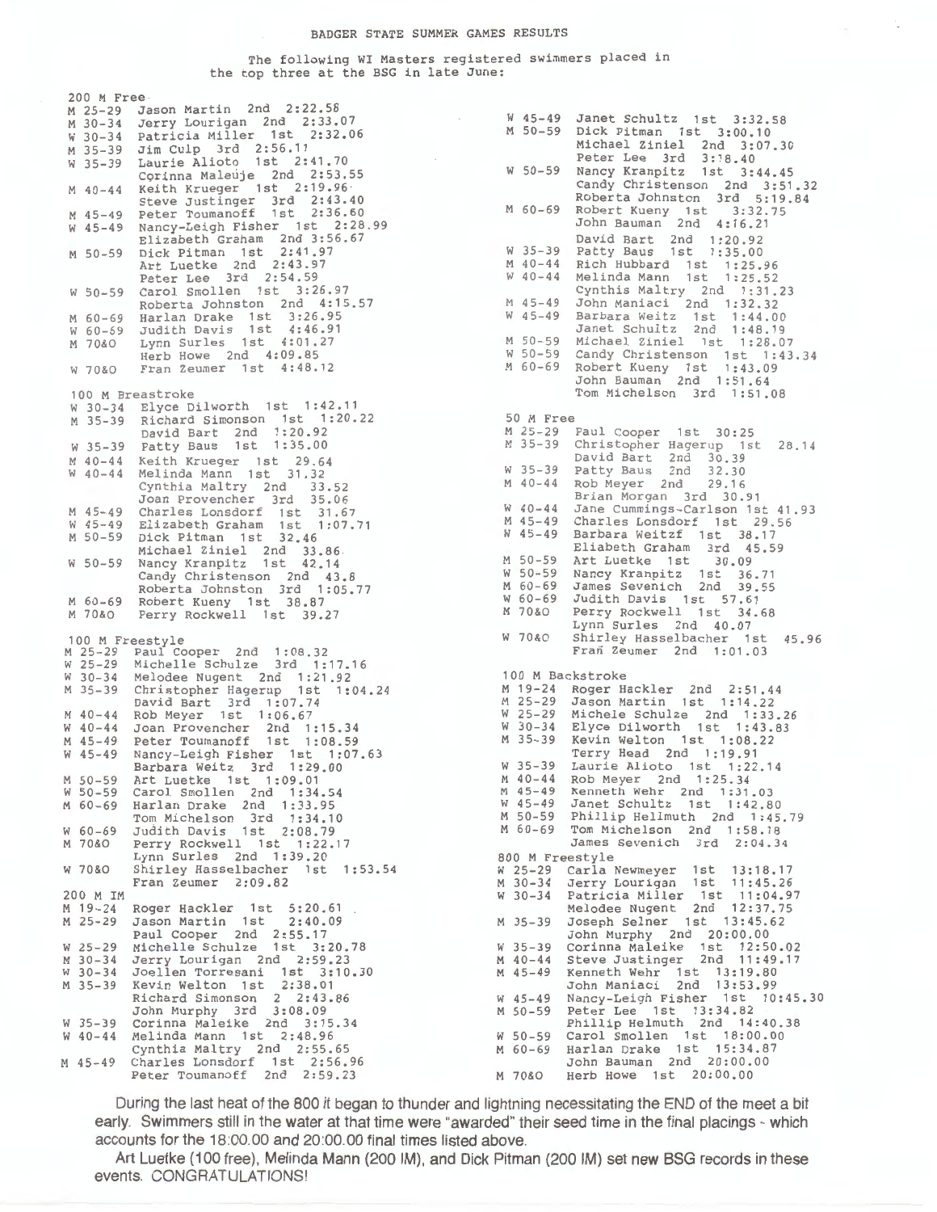BADGER STATE SUMMER GAMES RESULTS

The following WI Masters registered swimmers placed in the top three at the BSG in late June:

200 M Free
M 25-29 Jason Martin 2nd 2:22.58
M 30-34 Jerry Lourigan 2nd 2:33.07
W 30-34 Patricia Miller 1st 2:32.06
M 35-39 Jim Culp 3rd 2:56.11
W 35-39 Laurie Alioto 1st 2:41.70
Corinna Maleuje 2nd 2:53.55
M 40-44 Keith Krueger 1st 2:19.96
Steve Justinger 3rd 2:43.40
M 45-49 Peter Toumanoff 1st 2:36.60
W 45-49 Nancy-Leigh Fisher 1st 2:28.99
Elizabeth Graham 2nd 3:56.67
M 50-59 Dick Pitman 1st 2:41.97
Art Luetke 2nd 2:43.97
Peter Lee 3rd 2:54.59
W 50-59 Carol Smollen 1st 3:26.97
Roberta Johnston 2nd 4:15.57
M 60-69 Harlan Drake 1st 3:26.95
W 60-69 Judith Davis 1st 4:46.91
M 70&O Lynn Surles 1st 4:01.27
Herb Howe 2nd 4:09.85
W 70&O Fran Zeumer 1st 4:48.12

100 M Breastroke
W 30-34 Elyce Dilworth 1st 1:42.11
M 35-39 Richard Simonson 1st 1:20.22
David Bart 2nd 1:20.92
W 35-39 Patty Baus 1st 1:35.00
M 40-44 Keith Krueger 1st 29.64
W 40-44 Melinda Mann 1st 31.32
Cynthia Maltry 2nd 33.52
Joan Provencher 3rd 35.06
M 45-49 Charles Lonsdorf 1st 31.67
W 45-49 Elizabeth Graham 1st 1:07.71
M 50-59 Dick Pitman 1st 32.46
Michael Ziniel 2nd 33.86
W 50-59 Nancy Kranpitz 1st 42.14
Candy Christenson 2nd 43.8
Roberta Johnston 3rd 1:05.77
M 60-69 Robert Kueny 1st 38.87
M 70&O Perry Rockwell 1st 39.27

100 M Freestyle
M 25-29 Paul Cooper 2nd 1:08.32
W 25-29 Michelle Schulze 3rd 1:17.16
W 30-34 Melodee Nugent 2nd 1:21.92
M 35-39 Christopher Hagerup 1st 1:04.24
David Bart 3rd 1:07.74
M 40-44 Rob Meyer 1st 1:06.67
W 40-44 Joan Provencher 2nd 1:15.34
M 45-49 Peter Toumanoff 1st 1:08.59
W 45-49 Nancy-Leigh Fisher 1st 1:07.63
Barbara Weitz 3rd 1:29.00
M 50-59 Art Luetke 1st 1:09.01
W 50-59 Carol Smollen 2nd 1:34.54
M 60-69 Harlan Drake 2nd 1:33.95
Tom Michelson 3rd 1:34.10
W 60-69 Judith Davis 1st 2:08.79
M 70&O Perry Rockwell 1st 1:22.17
Lynn Surles 2nd 1:39.20
W 70&O Shirley Hasselbacher 1st 1:53.54
Fran Zeumer 2:09.82

200 M IM
M 19-24 Roger Hackler 1st 5:20.61
M 25-29 Jason Martin 1st 2:40.09
Paul Cooper 2nd 2:55.17
W 25-29 Michelle Schulze 1st 3:20.78
M 30-34 Jerry Lourigan 2nd 2:59.23
W 30-34 Joellen Torresani 1st 3:10.30
M 35-39 Kevin Welton 1st 2:38.01
Richard Simonson 2 2:43.86
John Murphy 3rd 3:08.09
W 35-39 Corinna Maleike 2nd 3:15.34
W 40-44 Melinda Mann 1st 2:48.96
Cynthia Maltry 2nd 2:55.65
M 45-49 Charles Lonsdorf 1st 2:56.96
Peter Toumanoff 2nd 2:59.23
W 45-49 Janet Schultz 1st 3:32.58
M 50-59 Dick Pitman 1st 3:00.10
Michael Ziniel 2nd 3:07.30
Peter Lee 3rd 3:18.40
W 50-59 Nancy Kranpitz 1st 3:44.45
Candy Christenson 2nd 3:51.32
Roberta Johnston 3rd 5:19.84
M 60-69 Robert Kueny 1st 3:32.75
John Bauman 2nd 4:16.21
David Bart 2nd 1:20.92
W 35-39 Patty Baus 1st 1:35.00
M 40-44 Rich Hubbard 1st 1:25.96
W 40-44 Melinda Mann 1st 1:25.52
Cynthis Maltry 2nd 1:31.23
M 45-49 John Maniaci 2nd 1:32.32
W 45-49 Barbara Weitz 1st 1:44.00
Janet Schultz 2nd 1:48.19
M 50-59 Michael Ziniel 1st 1:28.07
W 50-59 Candy Christenson 1st 1:43.34
M 60-69 Robert Kueny 1st 1:43.09
John Bauman 2nd 1:51.64
Tom Michelson 3rd 1:51.08

50 M Free
M 25-29 Paul Cooper 1st 30:25
M 35-39 Christopher Hagerup 1st 28.14
David Bart 2nd 30.39
W 35-39 Patty Baus 2nd 32.30
M 40-44 Rob Meyer 2nd 29.16
Brian Morgan 3rd 30.91
W 40-44 Jane Cummings-Carlson 1st 41.93
M 45-49 Charles Lonsdorf 1st 29.56
W 45-49 Barbara Weitzf 1st 38.17
Eliabeth Graham 3rd 45.59
M 50-59 Art Luetke 1st 30.09
W 50-59 Nancy Kranpitz 1st 36.71
M 60-69 James Sevenich 2nd 39.55
W 60-69 Judith Davis 1st 57.61
M 70&O Perry Rockwell 1st 34.68
Lynn Surles 2nd 40.07
W 70&O Shirley Hasselbacher 1st 45.96
Frañ Zeumer 2nd 1:01.03

100 M Backstroke
M 19-24 Roger Hackler 2nd 2:51.44
M 25-29 Jason Martin 1st 1:14.22
W 25-29 Michele Schulze 2nd 1:33.26
W 30-34 Elyce Dilworth 1st 1:43.83
M 35-39 Kevin Welton 1st 1:08.22
Terry Head 2nd 1:19.91
W 35-39 Laurie Alioto 1st 1:22.14
M 40-44 Rob Meyer 2nd 1:25.34
M 45-49 Kenneth Wehr 2nd 1:31.03
W 45-49 Janet Schultz 1st 1:42.80
M 50-59 Phillip Hellmuth 2nd 1:45.79
M 60-69 Tom Michelson 2nd 1:58.18
James Sevenich 3rd 2:04.34

800 M Freestyle
W 25-29 Carla Newmeyer 1st 13:18.17
M 30-34 Jerry Lourigan 1st 11:45.26
W 30-34 Patricia Miller 1st 11:04.97
Melodee Nugent 2nd 12:37.75
M 35-39 Joseph Selner 1st 13:45.62
John Murphy 2nd 20:00.00
W 35-39 Corinna Maleike 1st 12:50.02
M 40-44 Steve Justinger 2nd 11:49.17
M 45-49 Kenneth Wehr 1st 13:19.80
John Maniaci 2nd 13:53.99
W 45-49 Nancy-Leigh Fisher 1st 10:45.30
M 50-59 Peter Lee 1st 13:34.82
Phillip Helmuth 2nd 14:40.38
W 50-59 Carol Smollen 1st 18:00.00
M 60-69 Harlan Drake 1st 15:34.87
John Bauman 2nd 20:00.00
M 70&O Herb Howe 1st 20:00.00

During the last heat of the 800 it began to thunder and lightning necessitating the END of the meet a bit early. Swimmers still in the water at that time were "awarded" their seed time in the final placings - which accounts for the 18:00.00 and 20:00.00 final times listed above.

Art Luetke (100 free), Melinda Mann (200 IM), and Dick Pitman (200 IM) set new BSG records in these events. CONGRATULATIONS!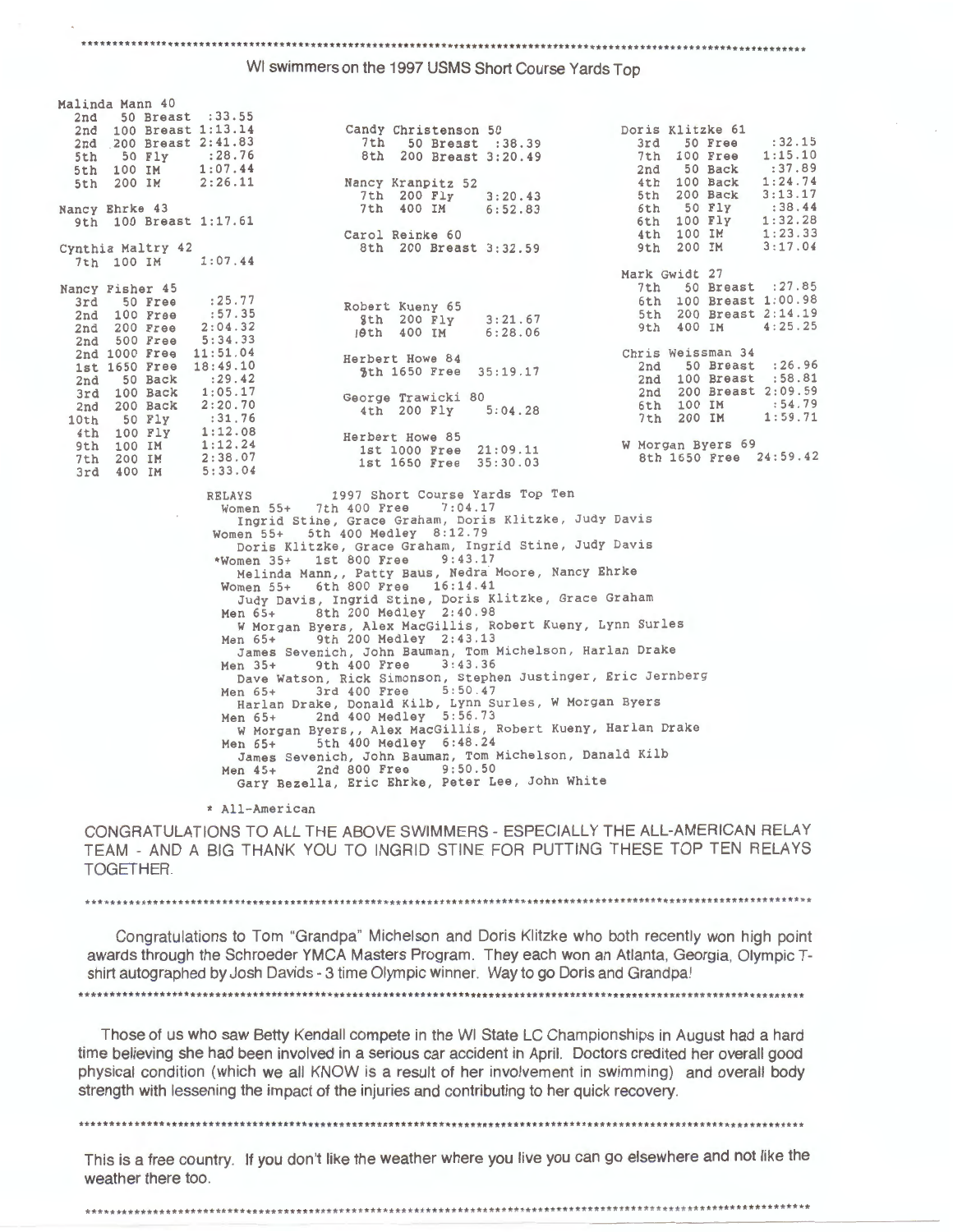WI swimmers on the 1997 USMS Short Course Yards Top

**Malinda Mann 40**
- 2nd 50 Breast :33.55
- 2nd 100 Breast 1:13.14
- 2nd 200 Breast 2:41.83
- 5th 50 Fly :28.76
- 5th 100 IM 1:07.44
- 5th 200 IM 2:26.11

**Nancy Ehrke 43**
- 9th 100 Breast 1:17.61

**Cynthia Maltry 42**
- 7th 100 IM 1:07.44

**Nancy Fisher 45**
- 3rd 50 Free :25.77
- 2nd 100 Free :57.35
- 2nd 200 Free 2:04.32
- 2nd 500 Free 5:34.33
- 2nd 1000 Free 11:51.04
- 1st 1650 Free 18:49.10
- 2nd 50 Back :29.42
- 3rd 100 Back 1:05.17
- 2nd 200 Back 2:20.70
- 10th 50 Fly :31.76
- 4th 100 Fly 1:12.08
- 9th 100 IM 1:12.24
- 7th 200 IM 2:38.07
- 3rd 400 IM 5:33.04

**Candy Christenson 50**
- 7th 50 Breast :38.39
- 8th 200 Breast 3:20.49

**Nancy Kranpitz 52**
- 7th 200 Fly 3:20.43
- 7th 400 IM 6:52.83

**Carol Reinke 60**
- 8th 200 Breast 3:32.59

**Robert Kueny 65**
- 8th 200 Fly 3:21.67
- 10th 400 IM 6:28.06

**Herbert Howe 84**
- 5th 1650 Free 35:19.17

**George Trawicki 80**
- 4th 200 Fly 5:04.28

**Herbert Howe 85**
- 1st 1000 Free 21:09.11
- 1st 1650 Free 35:30.03

**Doris Klitzke 61**
- 3rd 50 Free :32.15
- 7th 100 Free 1:15.10
- 2nd 50 Back :37.89
- 4th 100 Back 1:24.74
- 5th 200 Back 3:13.17
- 6th 50 Fly :38.44
- 6th 100 Fly 1:32.28
- 4th 100 IM 1:23.33
- 9th 200 IM 3:17.04

**Mark Gwidt 27**
- 7th 50 Breast :27.85
- 6th 100 Breast 1:00.98
- 5th 200 Breast 2:14.19
- 9th 400 IM 4:25.25

**Chris Weissman 34**
- 2nd 50 Breast :26.96
- 2nd 100 Breast :58.81
- 2nd 200 Breast 2:09.59
- 6th 100 IM :54.79
- 7th 200 IM 1:59.71

**W Morgan Byers 69**
- 8th 1650 Free 24:59.42

**RELAYS** 1997 Short Course Yards Top Ten

- Women 55+ 7th 400 Free 7:04.17
  Ingrid Stine, Grace Graham, Doris Klitzke, Judy Davis
- Women 55+ 5th 400 Medley 8:12.79
  Doris Klitzke, Grace Graham, Ingrid Stine, Judy Davis
- *Women 35+ 1st 800 Free 9:43.17
  Melinda Mann,, Patty Baus, Nedra Moore, Nancy Ehrke
- Women 55+ 6th 800 Free 16:14.41
  Judy Davis, Ingrid Stine, Doris Klitzke, Grace Graham
- Men 65+ 8th 200 Medley 2:40.98
  W Morgan Byers, Alex MacGillis, Robert Kueny, Lynn Surles
- Men 65+ 9th 200 Medley 2:43.13
  James Sevenich, John Bauman, Tom Michelson, Harlan Drake
- Men 35+ 9th 400 Free 3:43.36
  Dave Watson, Rick Simonson, Stephen Justinger, Eric Jernberg
- Men 65+ 3rd 400 Free 5:50.47
  Harlan Drake, Donald Kilb, Lynn Surles, W Morgan Byers
- Men 65+ 2nd 400 Medley 5:56.73
  W Morgan Byers,, Alex MacGillis, Robert Kueny, Harlan Drake
- Men 65+ 5th 400 Medley 6:48.24
  James Sevenich, John Bauman, Tom Michelson, Danald Kilb
- Men 45+ 2nd 800 Free 9:50.50
  Gary Bezella, Eric Ehrke, Peter Lee, John White

* All-American

CONGRATULATIONS TO ALL THE ABOVE SWIMMERS - ESPECIALLY THE ALL-AMERICAN RELAY TEAM - AND A BIG THANK YOU TO INGRID STINE FOR PUTTING THESE TOP TEN RELAYS TOGETHER.

---

Congratulations to Tom "Grandpa" Michelson and Doris Klitzke who both recently won high point awards through the Schroeder YMCA Masters Program. They each won an Atlanta, Georgia, Olympic T-shirt autographed by Josh Davids - 3 time Olympic winner. Way to go Doris and Grandpa!

---

Those of us who saw Betty Kendall compete in the WI State LC Championships in August had a hard time believing she had been involved in a serious car accident in April. Doctors credited her overall good physical condition (which we all KNOW is a result of her involvement in swimming) and overall body strength with lessening the impact of the injuries and contributing to her quick recovery.

---

This is a free country. If you don't like the weather where you live you can go elsewhere and not like the weather there too.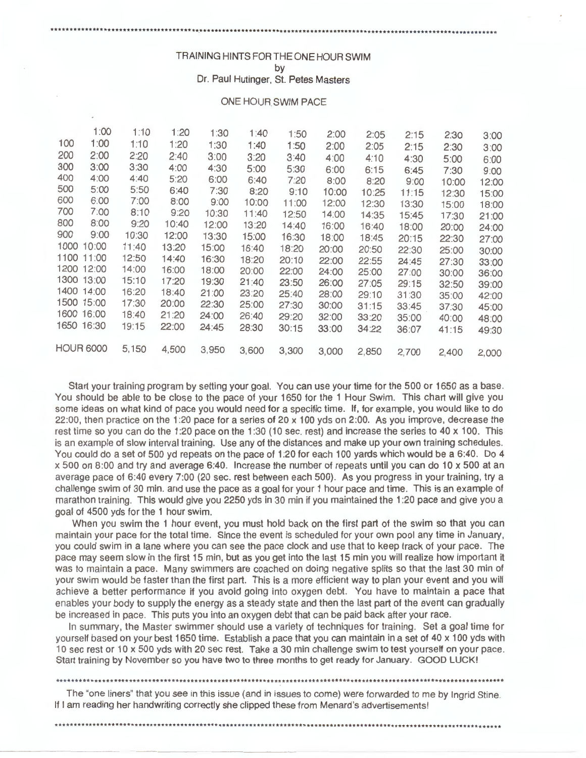TRAINING HINTS FOR THE ONE HOUR SWIM
by
Dr. Paul Hutinger, St. Petes Masters

ONE HOUR SWIM PACE

| | 1:00 | 1:10 | 1:20 | 1:30 | 1:40 | 1:50 | 2:00 | 2:05 | 2:15 | 2:30 | 3:00 |
|---|---|---|---|---|---|---|---|---|---|---|---|
| 100 | 1:00 | 1:10 | 1:20 | 1:30 | 1:40 | 1:50 | 2:00 | 2:05 | 2:15 | 2:30 | 3:00 |
| 200 | 2:00 | 2:20 | 2:40 | 3:00 | 3:20 | 3:40 | 4:00 | 4:10 | 4:30 | 5:00 | 6:00 |
| 300 | 3:00 | 3:30 | 4:00 | 4:30 | 5:00 | 5:30 | 6:00 | 6:15 | 6:45 | 7:30 | 9:00 |
| 400 | 4:00 | 4:40 | 5:20 | 6:00 | 6:40 | 7:20 | 8:00 | 8:20 | 9:00 | 10:00 | 12:00 |
| 500 | 5:00 | 5:50 | 6:40 | 7:30 | 8:20 | 9:10 | 10:00 | 10:25 | 11:15 | 12:30 | 15:00 |
| 600 | 6:00 | 7:00 | 8:00 | 9:00 | 10:00 | 11:00 | 12:00 | 12:30 | 13:30 | 15:00 | 18:00 |
| 700 | 7:00 | 8:10 | 9:20 | 10:30 | 11:40 | 12:50 | 14:00 | 14:35 | 15:45 | 17:30 | 21:00 |
| 800 | 8:00 | 9:20 | 10:40 | 12:00 | 13:20 | 14:40 | 16:00 | 16:40 | 18:00 | 20:00 | 24:00 |
| 900 | 9:00 | 10:30 | 12:00 | 13:30 | 15:00 | 16:30 | 18:00 | 18:45 | 20:15 | 22:30 | 27:00 |
| 1000 | 10:00 | 11:40 | 13:20 | 15:00 | 16:40 | 18:20 | 20:00 | 20:50 | 22:30 | 25:00 | 30:00 |
| 1100 | 11:00 | 12:50 | 14:40 | 16:30 | 18:20 | 20:10 | 22:00 | 22:55 | 24:45 | 27:30 | 33:00 |
| 1200 | 12:00 | 14:00 | 16:00 | 18:00 | 20:00 | 22:00 | 24:00 | 25:00 | 27:00 | 30:00 | 36:00 |
| 1300 | 13:00 | 15:10 | 17:20 | 19:30 | 21:40 | 23:50 | 26:00 | 27:05 | 29:15 | 32:50 | 39:00 |
| 1400 | 14:00 | 16:20 | 18:40 | 21:00 | 23:20 | 25:40 | 28:00 | 29:10 | 31:30 | 35:00 | 42:00 |
| 1500 | 15:00 | 17:30 | 20:00 | 22:30 | 25:00 | 27:30 | 30:00 | 31:15 | 33:45 | 37:30 | 45:00 |
| 1600 | 16:00 | 18:40 | 21:20 | 24:00 | 26:40 | 29:20 | 32:00 | 33:20 | 35:00 | 40:00 | 48:00 |
| 1650 | 16:30 | 19:15 | 22:00 | 24:45 | 28:30 | 30:15 | 33:00 | 34:22 | 36:07 | 41:15 | 49:30 |
| HOUR | 6000 | 5,150 | 4,500 | 3,950 | 3,600 | 3,300 | 3,000 | 2,850 | 2,700 | 2,400 | 2,000 |

Start your training program by setting your goal. You can use your time for the 500 or 1650 as a base. You should be able to be close to the pace of your 1650 for the 1 Hour Swim. This chart will give you some ideas on what kind of pace you would need for a specific time. If, for example, you would like to do 22:00, then practice on the 1:20 pace for a series of 20 x 100 yds on 2:00. As you improve, decrease the rest time so you can do the 1:20 pace on the 1:30 (10 sec. rest) and increase the series to 40 x 100. This is an example of slow interval training. Use any of the distances and make up your own training schedules. You could do a set of 500 yd repeats on the pace of 1:20 for each 100 yards which would be a 6:40. Do 4 x 500 on 8:00 and try and average 6:40. Increase the number of repeats until you can do 10 x 500 at an average pace of 6:40 every 7:00 (20 sec. rest between each 500). As you progress in your training, try a challenge swim of 30 min. and use the pace as a goal for your 1 hour pace and time. This is an example of marathon training. This would give you 2250 yds in 30 min if you maintained the 1:20 pace and give you a goal of 4500 yds for the 1 hour swim.

When you swim the 1 hour event, you must hold back on the first part of the swim so that you can maintain your pace for the total time. Since the event is scheduled for your own pool any time in January, you could swim in a lane where you can see the pace clock and use that to keep track of your pace. The pace may seem slow in the first 15 min, but as you get into the last 15 min you will realize how important it was to maintain a pace. Many swimmers are coached on doing negative splits so that the last 30 min of your swim would be faster than the first part. This is a more efficient way to plan your event and you will achieve a better performance if you avoid going into oxygen debt. You have to maintain a pace that enables your body to supply the energy as a steady state and then the last part of the event can gradually be increased in pace. This puts you into an oxygen debt that can be paid back after your race.

In summary, the Master swimmer should use a variety of techniques for training. Set a goal time for yourself based on your best 1650 time. Establish a pace that you can maintain in a set of 40 x 100 yds with 10 sec rest or 10 x 500 yds with 20 sec rest. Take a 30 min challenge swim to test yourself on your pace. Start training by November so you have two to three months to get ready for January. GOOD LUCK!

---

The "one liners" that you see in this issue (and in issues to come) were forwarded to me by Ingrid Stine. If I am reading her handwriting correctly she clipped these from Menard's advertisements!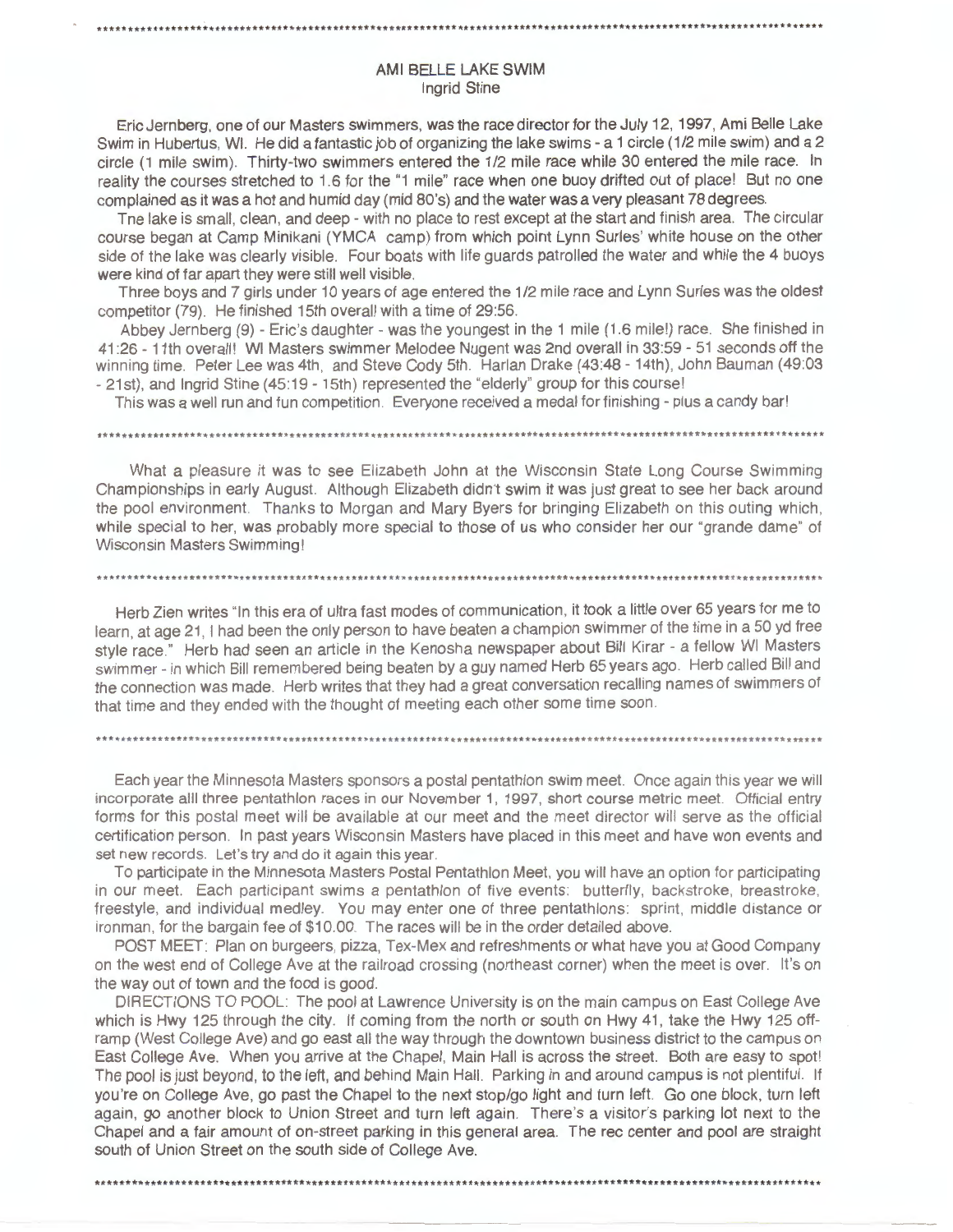## AMI BELLE LAKE SWIM

Ingrid Stine

Eric Jernberg, one of our Masters swimmers, was the race director for the July 12, 1997, Ami Belle Lake Swim in Hubertus, WI. He did a fantastic job of organizing the lake swims - a 1 circle (1/2 mile swim) and a 2 circle (1 mile swim). Thirty-two swimmers entered the 1/2 mile race while 30 entered the mile race. In reality the courses stretched to 1.6 for the "1 mile" race when one buoy drifted out of place! But no one complained as it was a hot and humid day (mid 80's) and the water was a very pleasant 78 degrees.

Tne lake is small, clean, and deep - with no place to rest except at the start and finish area. The circular course began at Camp Minikani (YMCA camp) from which point Lynn Surles' white house on the other side of the lake was clearly visible. Four boats with life guards patrolled the water and while the 4 buoys were kind of far apart they were still well visible.

Three boys and 7 girls under 10 years of age entered the 1/2 mile race and Lynn Surles was the oldest competitor (79). He finished 15th overall with a time of 29:56.

Abbey Jernberg (9) - Eric's daughter - was the youngest in the 1 mile (1.6 mile!) race. She finished in 41:26 - 11th overall! WI Masters swimmer Melodee Nugent was 2nd overall in 33:59 - 51 seconds off the winning time. Peter Lee was 4th, and Steve Cody 5th. Harlan Drake (43:48 - 14th), John Bauman (49:03 - 21st), and Ingrid Stine (45:19 - 15th) represented the "elderly" group for this course!

This was a well run and fun competition. Everyone received a medal for finishing - plus a candy bar!

---

What a pleasure it was to see Elizabeth John at the Wisconsin State Long Course Swimming Championships in early August. Although Elizabeth didn't swim it was just great to see her back around the pool environment. Thanks to Morgan and Mary Byers for bringing Elizabeth on this outing which, while special to her, was probably more special to those of us who consider her our "grande dame" of Wisconsin Masters Swimming!

---

Herb Zien writes "In this era of ultra fast modes of communication, it took a little over 65 years for me to learn, at age 21, I had been the only person to have beaten a champion swimmer of the time in a 50 yd free style race." Herb had seen an article in the Kenosha newspaper about Bill Kirar - a fellow WI Masters swimmer - in which Bill remembered being beaten by a guy named Herb 65 years ago. Herb called Bill and the connection was made. Herb writes that they had a great conversation recalling names of swimmers of that time and they ended with the thought of meeting each other some time soon.

---

Each year the Minnesota Masters sponsors a postal pentathlon swim meet. Once again this year we will incorporate alll three pentathlon races in our November 1, 1997, short course metric meet. Official entry forms for this postal meet will be available at our meet and the meet director will serve as the official certification person. In past years Wisconsin Masters have placed in this meet and have won events and set new records. Let's try and do it again this year.

To participate in the Minnesota Masters Postal Pentathlon Meet, you will have an option for participating in our meet. Each participant swims a pentathlon of five events: butterfly, backstroke, breastroke, freestyle, and individual medley. You may enter one of three pentathlons: sprint, middle distance or ironman, for the bargain fee of $10.00. The races will be in the order detailed above.

POST MEET: Plan on burgeers, pizza, Tex-Mex and refreshments or what have you at Good Company on the west end of College Ave at the railroad crossing (northeast corner) when the meet is over. It's on the way out of town and the food is good.

DIRECTIONS TO POOL: The pool at Lawrence University is on the main campus on East College Ave which is Hwy 125 through the city. If coming from the north or south on Hwy 41, take the Hwy 125 off-ramp (West College Ave) and go east all the way through the downtown business district to the campus on East College Ave. When you arrive at the Chapel, Main Hall is across the street. Both are easy to spot! The pool is just beyond, to the left, and behind Main Hall. Parking in and around campus is not plentiful. If you're on College Ave, go past the Chapel to the next stop/go light and turn left. Go one block, turn left again, go another block to Union Street and turn left again. There's a visitor's parking lot next to the Chapel and a fair amount of on-street parking in this general area. The rec center and pool are straight south of Union Street on the south side of College Ave.

---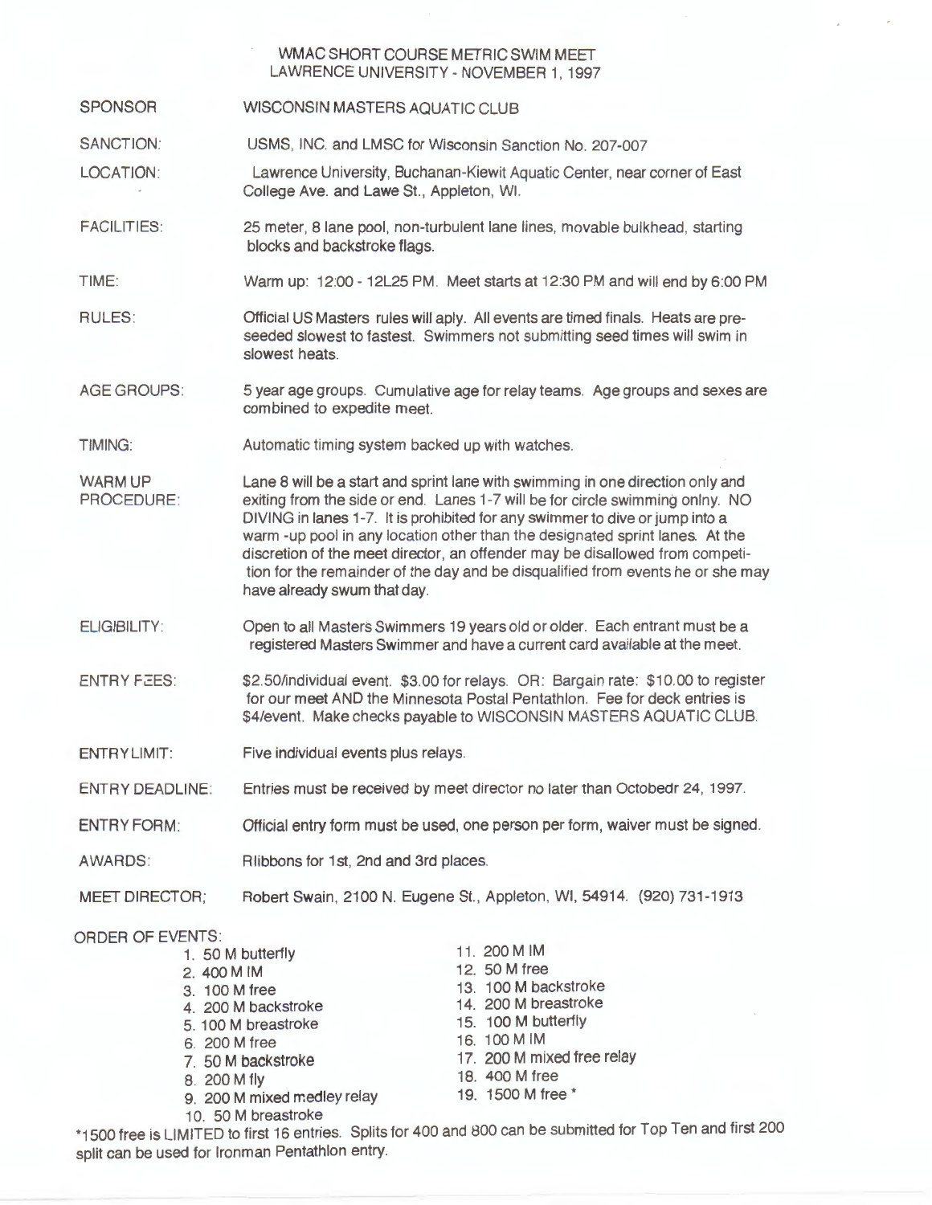# WMAC SHORT COURSE METRIC SWIM MEET
## LAWRENCE UNIVERSITY - NOVEMBER 1, 1997

| | |
|---|---|
| SPONSOR | WISCONSIN MASTERS AQUATIC CLUB |
| SANCTION: | USMS, INC. and LMSC for Wisconsin Sanction No. 207-007 |
| LOCATION: | Lawrence University, Buchanan-Kiewit Aquatic Center, near corner of East College Ave. and Lawe St., Appleton, WI. |
| FACILITIES: | 25 meter, 8 lane pool, non-turbulent lane lines, movable bulkhead, starting blocks and backstroke flags. |
| TIME: | Warm up: 12:00 - 12L25 PM. Meet starts at 12:30 PM and will end by 6:00 PM |
| RULES: | Official US Masters rules will aply. All events are timed finals. Heats are pre-seeded slowest to fastest. Swimmers not submitting seed times will swim in slowest heats. |
| AGE GROUPS: | 5 year age groups. Cumulative age for relay teams. Age groups and sexes are combined to expedite meet. |
| TIMING: | Automatic timing system backed up with watches. |
| WARM UP PROCEDURE: | Lane 8 will be a start and sprint lane with swimming in one direction only and exiting from the side or end. Lanes 1-7 will be for circle swimming onlny. NO DIVING in lanes 1-7. It is prohibited for any swimmer to dive or jump into a warm -up pool in any location other than the designated sprint lanes. At the discretion of the meet director, an offender may be disallowed from competition for the remainder of the day and be disqualified from events he or she may have already swum that day. |
| ELIGIBILITY: | Open to all Masters Swimmers 19 years old or older. Each entrant must be a registered Masters Swimmer and have a current card available at the meet. |
| ENTRY FEES: | $2.50/individual event. $3.00 for relays. OR: Bargain rate: $10.00 to register for our meet AND the Minnesota Postal Pentathlon. Fee for deck entries is $4/event. Make checks payable to WISCONSIN MASTERS AQUATIC CLUB. |
| ENTRY LIMIT: | Five individual events plus relays. |
| ENTRY DEADLINE: | Entries must be received by meet director no later than Octobedr 24, 1997. |
| ENTRY FORM: | Official entry form must be used, one person per form, waiver must be signed. |
| AWARDS: | Rlibbons for 1st, 2nd and 3rd places. |
| MEET DIRECTOR; | Robert Swain, 2100 N. Eugene St., Appleton, WI, 54914. (920) 731-1913 |

ORDER OF EVENTS:

1. 50 M butterfly
2. 400 M IM
3. 100 M free
4. 200 M backstroke
5. 100 M breastroke
6. 200 M free
7. 50 M backstroke
8. 200 M fly
9. 200 M mixed medley relay
10. 50 M breastroke
11. 200 M IM
12. 50 M free
13. 100 M backstroke
14. 200 M breastroke
15. 100 M butterfly
16. 100 M IM
17. 200 M mixed free relay
18. 400 M free
19. 1500 M free *

*1500 free is LIMITED to first 16 entries. Splits for 400 and 800 can be submitted for Top Ten and first 200 split can be used for Ironman Pentathlon entry.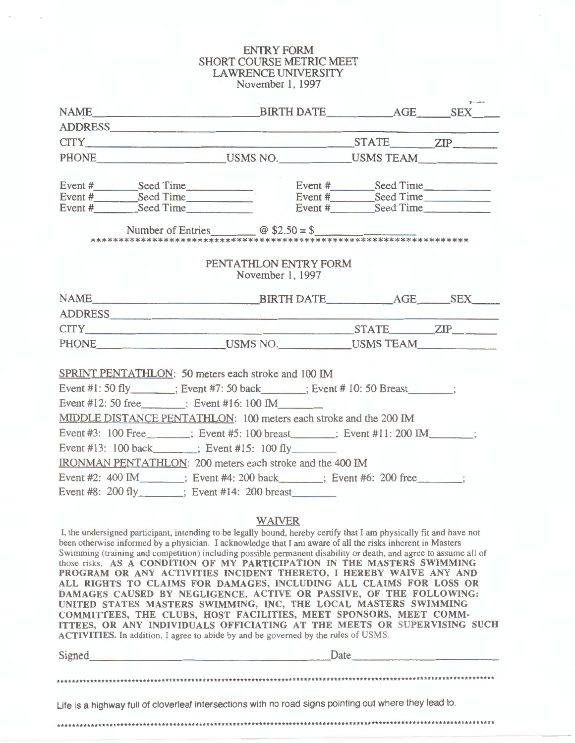# ENTRY FORM
## SHORT COURSE METRIC MEET
## LAWRENCE UNIVERSITY
November 1, 1997

NAME_______________________________ BIRTH DATE____________ AGE______ SEX____

ADDRESS_______________________________________________________________

CITY_______________________________________________ STATE________ ZIP________

PHONE______________________ USMS NO.______________ USMS TEAM_____________

Event #________ Seed Time____________ Event #________ Seed Time____________

Event #________ Seed Time____________ Event #________ Seed Time____________

Event #________ Seed Time____________ Event #________ Seed Time____________

Number of Entries________ @ $2.50 = $__________________

*******************************************************************

## PENTATHLON ENTRY FORM
November 1, 1997

NAME_______________________________ BIRTH DATE____________ AGE______ SEX_____

ADDRESS_______________________________________________________________

CITY_______________________________________________ STATE________ ZIP_______

PHONE______________________ USMS NO.______________ USMS TEAM_____________

SPRINT PENTATHLON: 50 meters each stroke and 100 IM

Event #1: 50 fly________; Event #7: 50 back________; Event # 10: 50 Breast________;

Event #12: 50 free________; Event #16: 100 IM________

MIDDLE DISTANCE PENTATHLON: 100 meters each stroke and the 200 IM

Event #3: 100 Free________; Event #5: 100 breast________; Event #11: 200 IM________;

Event #13: 100 back________; Event #15: 100 fly________

IRONMAN PENTATHLON: 200 meters each stroke and the 400 IM

Event #2: 400 IM________; Event #4: 200 back________; Event #6: 200 free________;

Event #8: 200 fly________; Event #14: 200 breast________

## WAIVER

I, the undersigned participant, intending to be legally bound, hereby certify that I am physically fit and have not been otherwise informed by a physician. I acknowledge that I am aware of all the risks inherent in Masters Swimming (training and competition) including possible permanent disability or death, and agree to assume all of those risks. **AS A CONDITION OF MY PARTICIPATION IN THE MASTERS SWIMMING PROGRAM OR ANY ACTIVITIES INCIDENT THERETO, I HEREBY WAIVE ANY AND ALL RIGHTS TO CLAIMS FOR DAMAGES, INCLUDING ALL CLAIMS FOR LOSS OR DAMAGES CAUSED BY NEGLIGENCE, ACTIVE OR PASSIVE, OF THE FOLLOWING: UNITED STATES MASTERS SWIMMING, INC, THE LOCAL MASTERS SWIMMING COMMITTEES, THE CLUBS, HOST FACILITIES, MEET SPONSORS, MEET COMMITTEES, OR ANY INDIVIDUALS OFFICIATING AT THE MEETS OR SUPERVISING SUCH ACTIVITIES.** In addition, I agree to abide by and be governed by the rules of USMS.

Signed_____________________________________________ Date_______________________

*******************************************************************************************

Life is a highway full of cloverleaf intersections with no road signs pointing out where they lead to.

*******************************************************************************************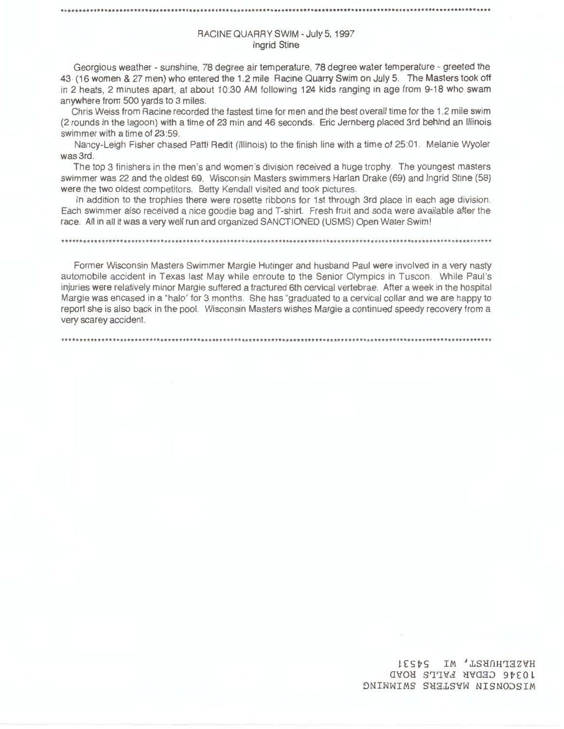## RACINE QUARRY SWIM - July 5, 1997
Ingrid Stine

Georgious weather - sunshine, 78 degree air temperature, 78 degree water temperature - greeted the 43 (16 women & 27 men) who entered the 1.2 mile Racine Quarry Swim on July 5. The Masters took off in 2 heats, 2 minutes apart, at about 10:30 AM following 124 kids ranging in age from 9-18 who swam anywhere from 500 yards to 3 miles.

Chris Weiss from Racine recorded the fastest time for men and the best overall time for the 1.2 mile swim (2 rounds in the lagoon) with a time of 23 min and 46 seconds. Eric Jernberg placed 3rd behind an Illinois swimmer with a time of 23:59.

Nancy-Leigh Fisher chased Patti Redit (Illinois) to the finish line with a time of 25:01. Melanie Wyoler was 3rd.

The top 3 finishers in the men's and women's division received a huge trophy. The youngest masters swimmer was 22 and the oldest 69. Wisconsin Masters swimmers Harlan Drake (69) and Ingrid Stine (58) were the two oldest competitors. Betty Kendall visited and took pictures.

In addition to the trophies there were rosette ribbons for 1st through 3rd place in each age division. Each swimmer also received a nice goodie bag and T-shirt. Fresh fruit and soda were available after the race. All in all it was a very well run and organized SANCTIONED (USMS) Open Water Swim!

---

Former Wisconsin Masters Swimmer Margie Hutinger and husband Paul were involved in a very nasty automobile accident in Texas last May while enroute to the Senior Olympics in Tuscon. While Paul's injuries were relatively minor Margie suffered a fractured 6th cervical vertebrae. After a week in the hospital Margie was encased in a "halo" for 3 months. She has "graduated to a cervical collar and we are happy to report she is also back in the pool. Wisconsin Masters wishes Margie a continued speedy recovery from a very scarey accident.

---

WISCONSIN MASTERS SWIMMING
1034б CEDAR FALLS ROAD
HAZELHURST, WI 54531